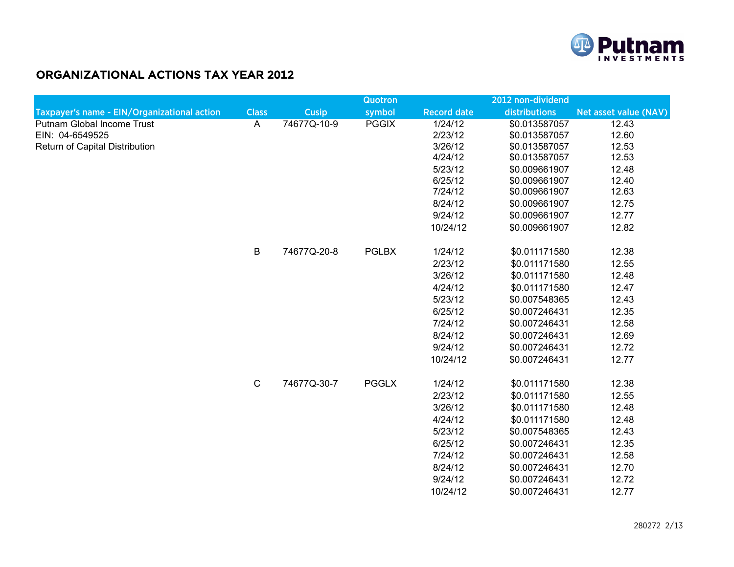## ORGANIZATIONAL ACTIONS TAX YEAR 2012

| Taxpayer's name - EIN/Organizational action | Class | Cusip | Quotron symbol | Record date | 2012 non-dividend distributions | Net asset value (NAV) |
|---|---|---|---|---|---|---|
| Putnam Global Income Trust | A | 74677Q-10-9 | PGGIX | 1/24/12 | $0.013587057 | 12.43 |
| EIN: 04-6549525 | | | | 2/23/12 | $0.013587057 | 12.60 |
| Return of Capital Distribution | | | | 3/26/12 | $0.013587057 | 12.53 |
| | | | | 4/24/12 | $0.013587057 | 12.53 |
| | | | | 5/23/12 | $0.009661907 | 12.48 |
| | | | | 6/25/12 | $0.009661907 | 12.40 |
| | | | | 7/24/12 | $0.009661907 | 12.63 |
| | | | | 8/24/12 | $0.009661907 | 12.75 |
| | | | | 9/24/12 | $0.009661907 | 12.77 |
| | | | | 10/24/12 | $0.009661907 | 12.82 |
| | B | 74677Q-20-8 | PGLBX | 1/24/12 | $0.011171580 | 12.38 |
| | | | | 2/23/12 | $0.011171580 | 12.55 |
| | | | | 3/26/12 | $0.011171580 | 12.48 |
| | | | | 4/24/12 | $0.011171580 | 12.47 |
| | | | | 5/23/12 | $0.007548365 | 12.43 |
| | | | | 6/25/12 | $0.007246431 | 12.35 |
| | | | | 7/24/12 | $0.007246431 | 12.58 |
| | | | | 8/24/12 | $0.007246431 | 12.69 |
| | | | | 9/24/12 | $0.007246431 | 12.72 |
| | | | | 10/24/12 | $0.007246431 | 12.77 |
| | C | 74677Q-30-7 | PGGLX | 1/24/12 | $0.011171580 | 12.38 |
| | | | | 2/23/12 | $0.011171580 | 12.55 |
| | | | | 3/26/12 | $0.011171580 | 12.48 |
| | | | | 4/24/12 | $0.011171580 | 12.48 |
| | | | | 5/23/12 | $0.007548365 | 12.43 |
| | | | | 6/25/12 | $0.007246431 | 12.35 |
| | | | | 7/24/12 | $0.007246431 | 12.58 |
| | | | | 8/24/12 | $0.007246431 | 12.70 |
| | | | | 9/24/12 | $0.007246431 | 12.72 |
| | | | | 10/24/12 | $0.007246431 | 12.77 |

280272 2/13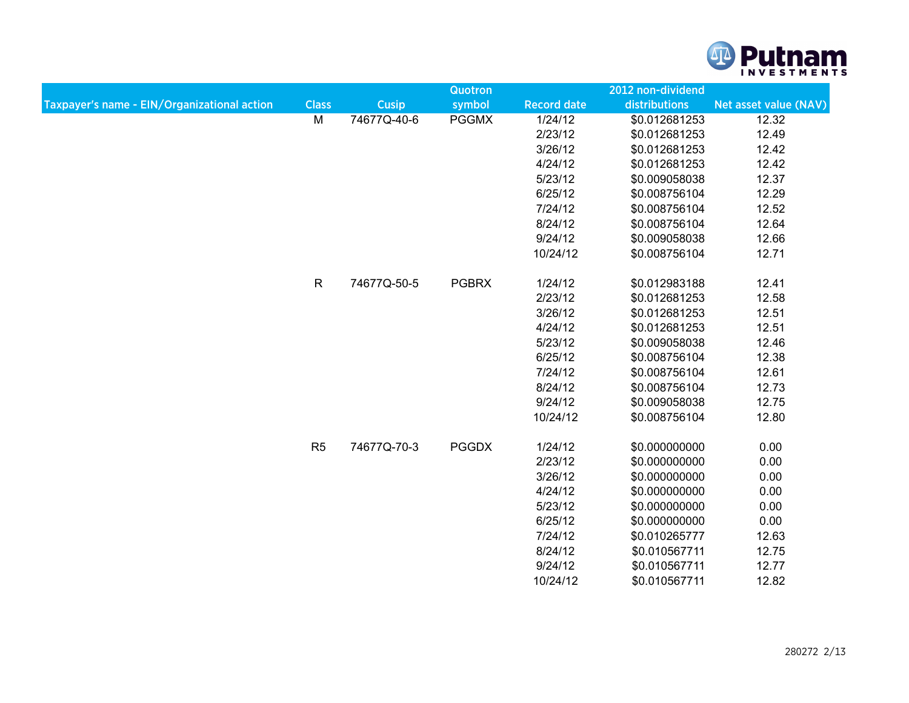| Taxpayer's name - EIN/Organizational action | Class | Cusip | Quotron symbol | Record date | 2012 non-dividend distributions | Net asset value (NAV) |
|---|---|---|---|---|---|---|
| | M | 74677Q-40-6 | PGGMX | 1/24/12 | $0.012681253 | 12.32 |
| | | | | 2/23/12 | $0.012681253 | 12.49 |
| | | | | 3/26/12 | $0.012681253 | 12.42 |
| | | | | 4/24/12 | $0.012681253 | 12.42 |
| | | | | 5/23/12 | $0.009058038 | 12.37 |
| | | | | 6/25/12 | $0.008756104 | 12.29 |
| | | | | 7/24/12 | $0.008756104 | 12.52 |
| | | | | 8/24/12 | $0.008756104 | 12.64 |
| | | | | 9/24/12 | $0.009058038 | 12.66 |
| | | | | 10/24/12 | $0.008756104 | 12.71 |
| | R | 74677Q-50-5 | PGBRX | 1/24/12 | $0.012983188 | 12.41 |
| | | | | 2/23/12 | $0.012681253 | 12.58 |
| | | | | 3/26/12 | $0.012681253 | 12.51 |
| | | | | 4/24/12 | $0.012681253 | 12.51 |
| | | | | 5/23/12 | $0.009058038 | 12.46 |
| | | | | 6/25/12 | $0.008756104 | 12.38 |
| | | | | 7/24/12 | $0.008756104 | 12.61 |
| | | | | 8/24/12 | $0.008756104 | 12.73 |
| | | | | 9/24/12 | $0.009058038 | 12.75 |
| | | | | 10/24/12 | $0.008756104 | 12.80 |
| | R5 | 74677Q-70-3 | PGGDX | 1/24/12 | $0.000000000 | 0.00 |
| | | | | 2/23/12 | $0.000000000 | 0.00 |
| | | | | 3/26/12 | $0.000000000 | 0.00 |
| | | | | 4/24/12 | $0.000000000 | 0.00 |
| | | | | 5/23/12 | $0.000000000 | 0.00 |
| | | | | 6/25/12 | $0.000000000 | 0.00 |
| | | | | 7/24/12 | $0.010265777 | 12.63 |
| | | | | 8/24/12 | $0.010567711 | 12.75 |
| | | | | 9/24/12 | $0.010567711 | 12.77 |
| | | | | 10/24/12 | $0.010567711 | 12.82 |

280272 2/13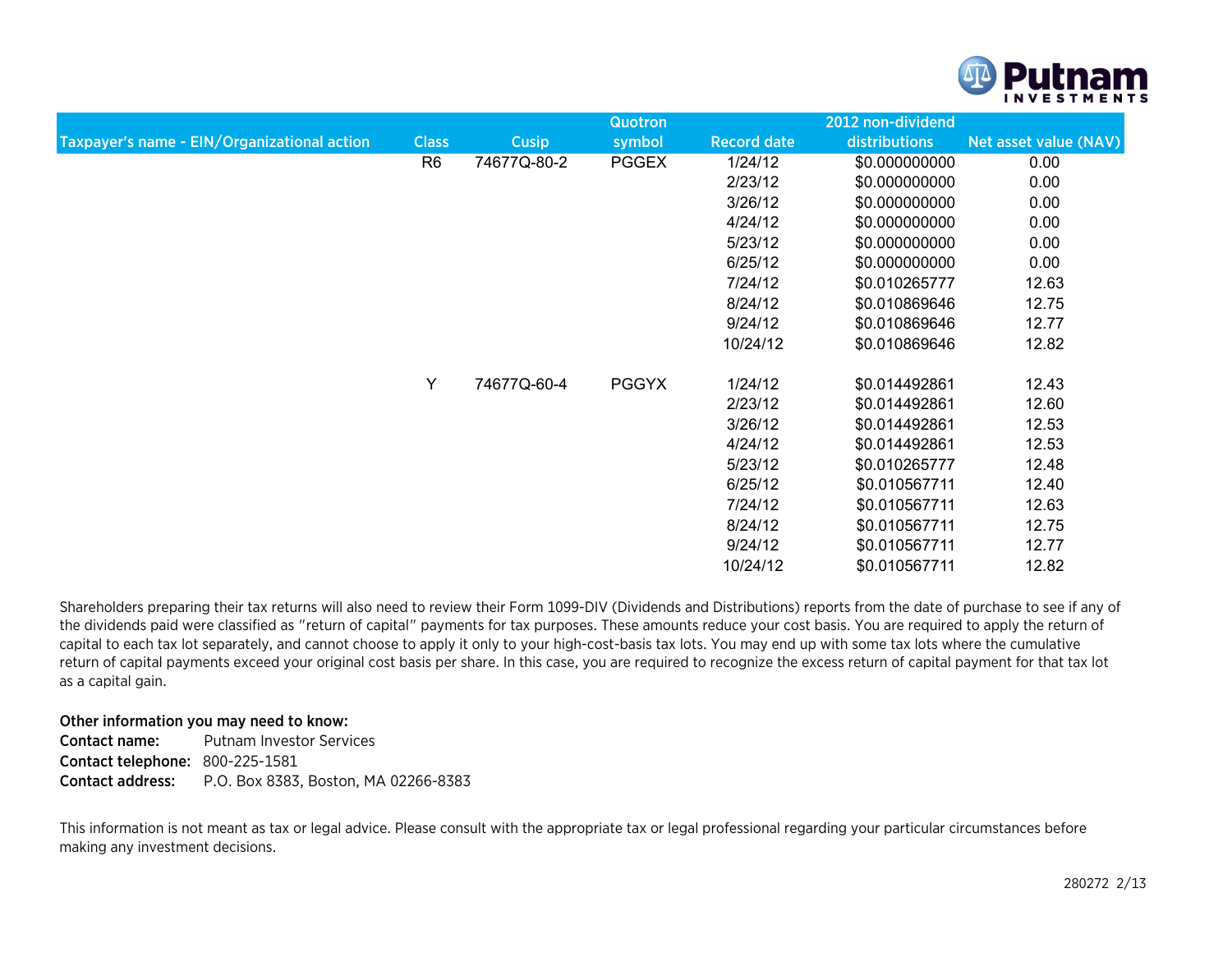| Taxpayer's name - EIN/Organizational action | Class | Cusip | Quotron symbol | Record date | 2012 non-dividend distributions | Net asset value (NAV) |
|---|---|---|---|---|---|---|
| | R6 | 74677Q-80-2 | PGGEX | 1/24/12 | $0.000000000 | 0.00 |
| | | | | 2/23/12 | $0.000000000 | 0.00 |
| | | | | 3/26/12 | $0.000000000 | 0.00 |
| | | | | 4/24/12 | $0.000000000 | 0.00 |
| | | | | 5/23/12 | $0.000000000 | 0.00 |
| | | | | 6/25/12 | $0.000000000 | 0.00 |
| | | | | 7/24/12 | $0.010265777 | 12.63 |
| | | | | 8/24/12 | $0.010869646 | 12.75 |
| | | | | 9/24/12 | $0.010869646 | 12.77 |
| | | | | 10/24/12 | $0.010869646 | 12.82 |
| | Y | 74677Q-60-4 | PGGYX | 1/24/12 | $0.014492861 | 12.43 |
| | | | | 2/23/12 | $0.014492861 | 12.60 |
| | | | | 3/26/12 | $0.014492861 | 12.53 |
| | | | | 4/24/12 | $0.014492861 | 12.53 |
| | | | | 5/23/12 | $0.010265777 | 12.48 |
| | | | | 6/25/12 | $0.010567711 | 12.40 |
| | | | | 7/24/12 | $0.010567711 | 12.63 |
| | | | | 8/24/12 | $0.010567711 | 12.75 |
| | | | | 9/24/12 | $0.010567711 | 12.77 |
| | | | | 10/24/12 | $0.010567711 | 12.82 |

Shareholders preparing their tax returns will also need to review their Form 1099-DIV (Dividends and Distributions) reports from the date of purchase to see if any of the dividends paid were classified as "return of capital" payments for tax purposes. These amounts reduce your cost basis. You are required to apply the return of capital to each tax lot separately, and cannot choose to apply it only to your high-cost-basis tax lots. You may end up with some tax lots where the cumulative return of capital payments exceed your original cost basis per share. In this case, you are required to recognize the excess return of capital payment for that tax lot as a capital gain.

**Other information you may need to know:**

**Contact name:** Putnam Investor Services
**Contact telephone:** 800-225-1581
**Contact address:** P.O. Box 8383, Boston, MA 02266-8383

This information is not meant as tax or legal advice. Please consult with the appropriate tax or legal professional regarding your particular circumstances before making any investment decisions.

280272 2/13